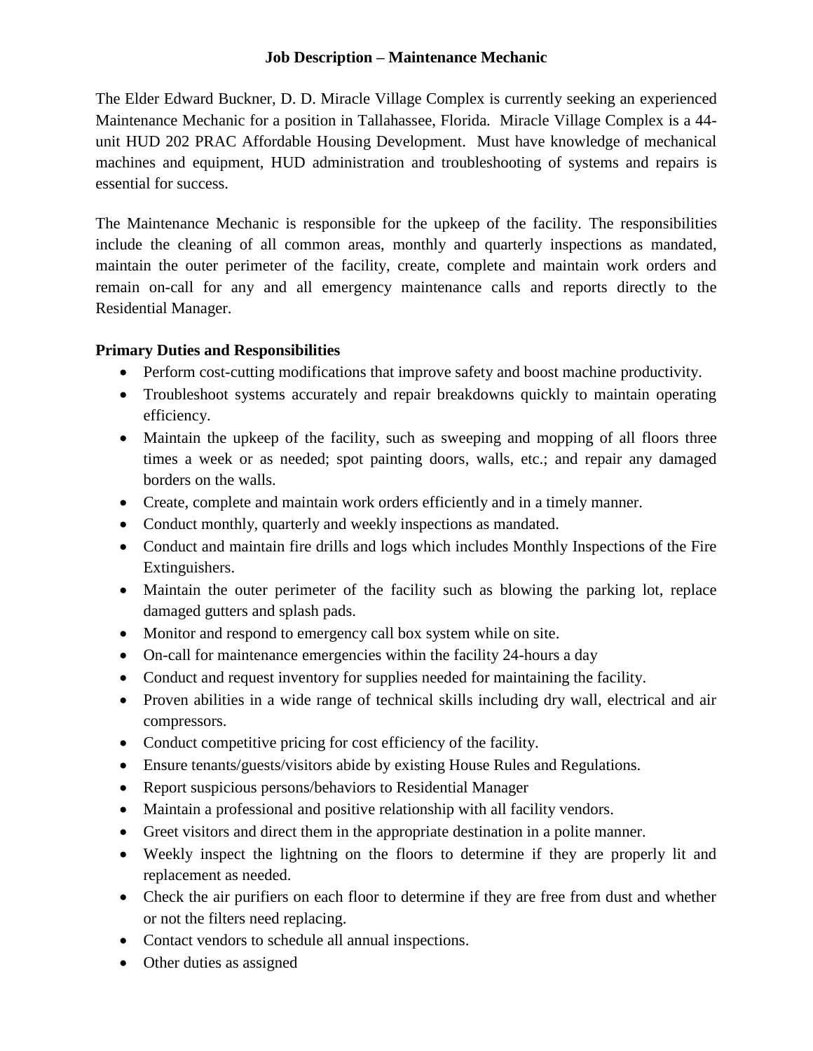# Job Description – Maintenance Mechanic

The Elder Edward Buckner, D. D. Miracle Village Complex is currently seeking an experienced Maintenance Mechanic for a position in Tallahassee, Florida. Miracle Village Complex is a 44-unit HUD 202 PRAC Affordable Housing Development. Must have knowledge of mechanical machines and equipment, HUD administration and troubleshooting of systems and repairs is essential for success.

The Maintenance Mechanic is responsible for the upkeep of the facility. The responsibilities include the cleaning of all common areas, monthly and quarterly inspections as mandated, maintain the outer perimeter of the facility, create, complete and maintain work orders and remain on-call for any and all emergency maintenance calls and reports directly to the Residential Manager.

## Primary Duties and Responsibilities

- Perform cost-cutting modifications that improve safety and boost machine productivity.
- Troubleshoot systems accurately and repair breakdowns quickly to maintain operating efficiency.
- Maintain the upkeep of the facility, such as sweeping and mopping of all floors three times a week or as needed; spot painting doors, walls, etc.; and repair any damaged borders on the walls.
- Create, complete and maintain work orders efficiently and in a timely manner.
- Conduct monthly, quarterly and weekly inspections as mandated.
- Conduct and maintain fire drills and logs which includes Monthly Inspections of the Fire Extinguishers.
- Maintain the outer perimeter of the facility such as blowing the parking lot, replace damaged gutters and splash pads.
- Monitor and respond to emergency call box system while on site.
- On-call for maintenance emergencies within the facility 24-hours a day
- Conduct and request inventory for supplies needed for maintaining the facility.
- Proven abilities in a wide range of technical skills including dry wall, electrical and air compressors.
- Conduct competitive pricing for cost efficiency of the facility.
- Ensure tenants/guests/visitors abide by existing House Rules and Regulations.
- Report suspicious persons/behaviors to Residential Manager
- Maintain a professional and positive relationship with all facility vendors.
- Greet visitors and direct them in the appropriate destination in a polite manner.
- Weekly inspect the lightning on the floors to determine if they are properly lit and replacement as needed.
- Check the air purifiers on each floor to determine if they are free from dust and whether or not the filters need replacing.
- Contact vendors to schedule all annual inspections.
- Other duties as assigned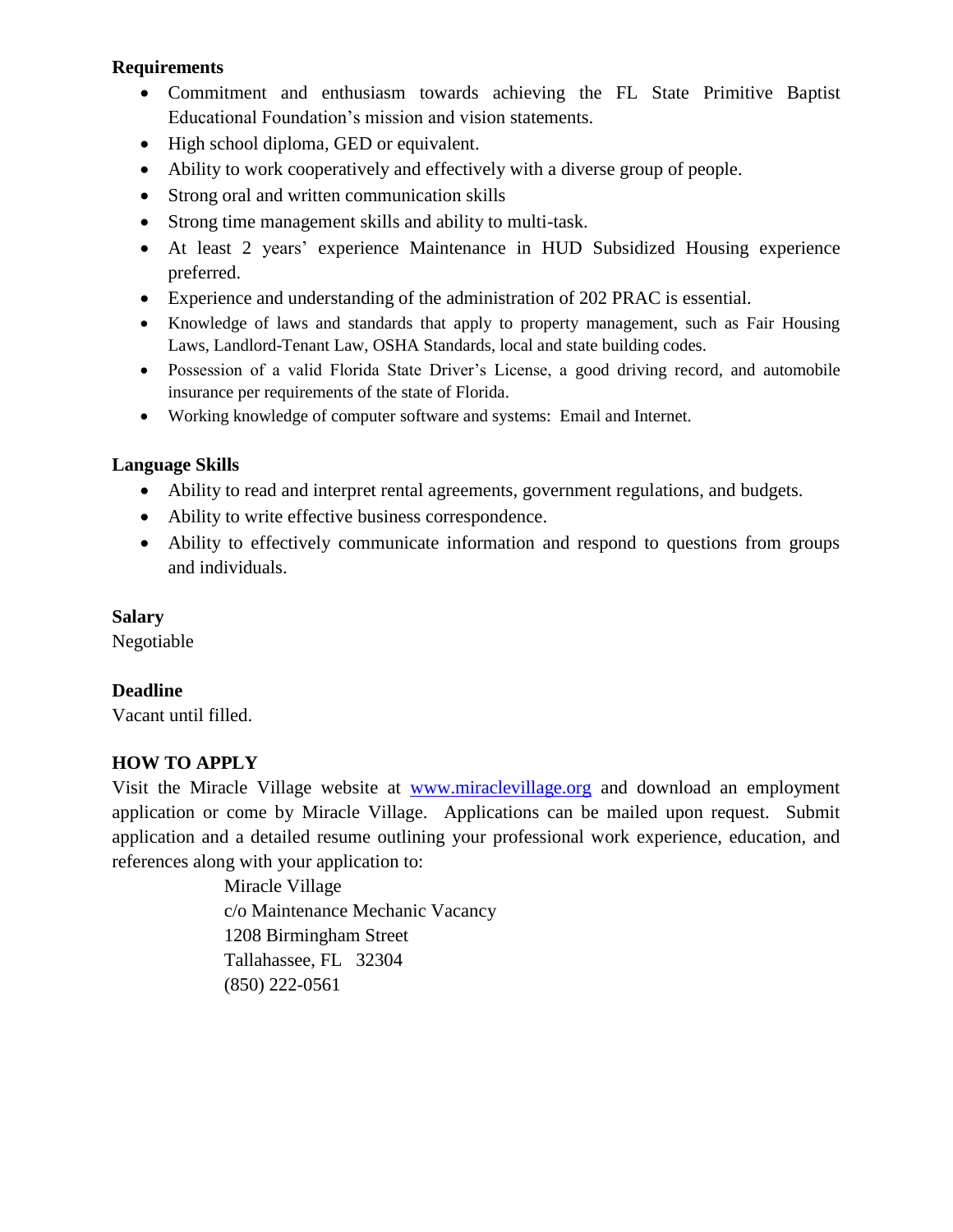**Requirements**

- Commitment and enthusiasm towards achieving the FL State Primitive Baptist Educational Foundation's mission and vision statements.
- High school diploma, GED or equivalent.
- Ability to work cooperatively and effectively with a diverse group of people.
- Strong oral and written communication skills
- Strong time management skills and ability to multi-task.
- At least 2 years' experience Maintenance in HUD Subsidized Housing experience preferred.
- Experience and understanding of the administration of 202 PRAC is essential.
- Knowledge of laws and standards that apply to property management, such as Fair Housing Laws, Landlord-Tenant Law, OSHA Standards, local and state building codes.
- Possession of a valid Florida State Driver's License, a good driving record, and automobile insurance per requirements of the state of Florida.
- Working knowledge of computer software and systems: Email and Internet.

**Language Skills**

- Ability to read and interpret rental agreements, government regulations, and budgets.
- Ability to write effective business correspondence.
- Ability to effectively communicate information and respond to questions from groups and individuals.

**Salary**

Negotiable

**Deadline**

Vacant until filled.

**HOW TO APPLY**

Visit the Miracle Village website at [www.miraclevillage.org](http://www.miraclevillage.org) and download an employment application or come by Miracle Village. Applications can be mailed upon request. Submit application and a detailed resume outlining your professional work experience, education, and references along with your application to:

Miracle Village
c/o Maintenance Mechanic Vacancy
1208 Birmingham Street
Tallahassee, FL 32304
(850) 222-0561